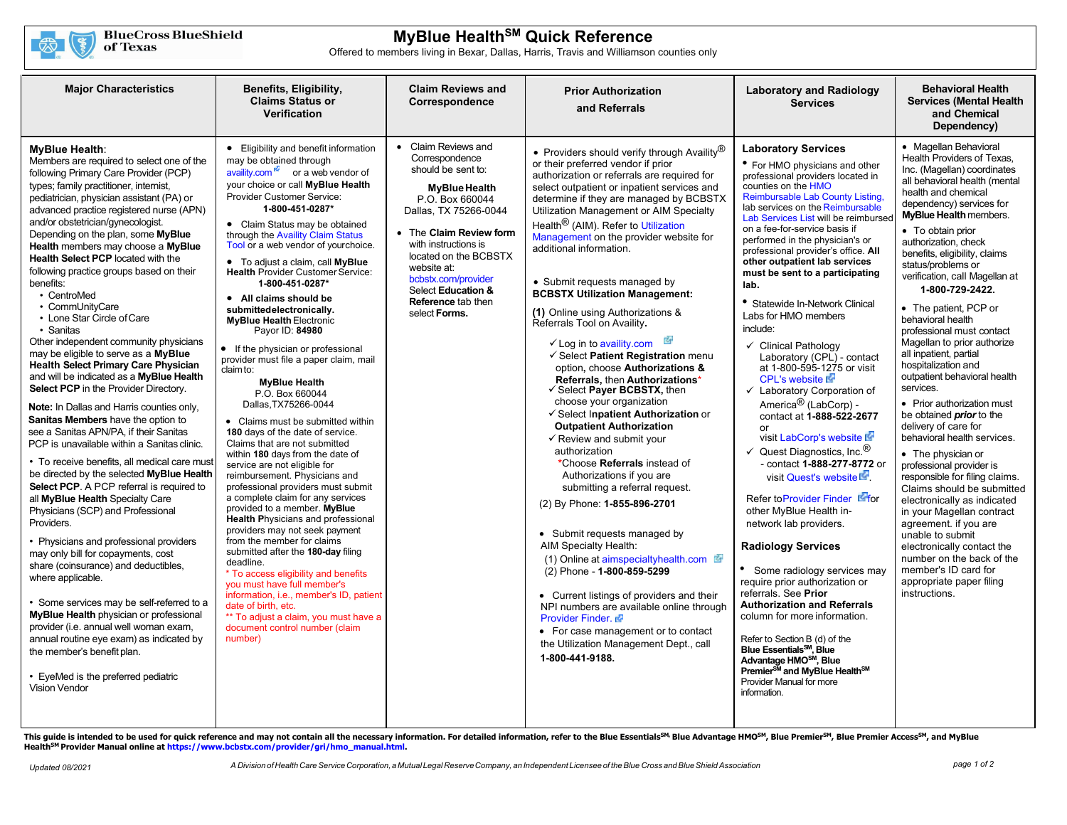# MyBlue Health℠ Quick Reference

Offered to members living in Bexar, Dallas, Harris, Travis and Williamson counties only

## Major Characteristics

**MyBlue Health**:
Members are required to select one of the following Primary Care Provider (PCP) types; family practitioner, internist, pediatrician, physician assistant (PA) or advanced practice registered nurse (APN) and/or obstetrician/gynecologist.
Depending on the plan, some **MyBlue Health** members may choose a **MyBlue Health Select PCP** located with the following practice groups based on their benefits:

- CentroMed
- CommUnityCare
- Lone Star Circle of Care
- Sanitas

Other independent community physicians may be eligible to serve as a **MyBlue Health Select Primary Care Physician** and will be indicated as a **MyBlue Health Select PCP** in the Provider Directory.

**Note:** In Dallas and Harris counties only, **Sanitas Members** have the option to see a Sanitas APN/PA, if their Sanitas PCP is unavailable within a Sanitas clinic.

- To receive benefits, all medical care must be directed by the selected **MyBlue Health Select PCP**. A PCP referral is required to all **MyBlue Health** Specialty Care Physicians (SCP) and Professional Providers.
- Physicians and professional providers may only bill for copayments, cost share (coinsurance) and deductibles, where applicable.
- Some services may be self-referred to a **MyBlue Health** physician or professional provider (i.e. annual well woman exam, annual routine eye exam) as indicated by the member's benefit plan.
- EyeMed is the preferred pediatric Vision Vendor

## Benefits, Eligibility, Claims Status or Verification

- Eligibility and benefit information may be obtained through availity.com or a web vendor of your choice or call **MyBlue Health** Provider Customer Service: **1-800-451-0287***
- Claim Status may be obtained through the Availity Claim Status Tool or a web vendor of your choice.
- To adjust a claim, call **MyBlue Health** Provider Customer Service: **1-800-451-0287***
- **All claims should be submitted electronically. MyBlue Health** Electronic Payor ID: **84980**
- If the physician or professional provider must file a paper claim, mail claim to:

  **MyBlue Health**
  P.O. Box 660044
  Dallas, TX 75266-0044

- Claims must be submitted within **180** days of the date of service. Claims that are not submitted within **180** days from the date of service are not eligible for reimbursement. Physicians and professional providers must submit a complete claim for any services provided to a member. **MyBlue Health** Physicians and professional providers may not seek payment from the member for claims submitted after the **180-day** filing deadline.

\* To access eligibility and benefits you must have full member's information, i.e., member's ID, patient date of birth, etc.
\*\* To adjust a claim, you must have a document control number (claim number)

## Claim Reviews and Correspondence

- Claim Reviews and Correspondence should be sent to:

  **MyBlue Health**
  P.O. Box 660044
  Dallas, TX 75266-0044

- The **Claim Review form** with instructions is located on the BCBSTX website at: bcbstx.com/provider
  Select **Education & Reference** tab then select **Forms.**

## Prior Authorization and Referrals

- Providers should verify through Availity® or their preferred vendor if prior authorization or referrals are required for select outpatient or inpatient services and determine if they are managed by BCBSTX Utilization Management or AIM Specialty Health® (AIM). Refer to Utilization Management on the provider website for additional information.
- Submit requests managed by **BCBSTX Utilization Management:**

**(1)** Online using Authorizations & Referrals Tool on Availity**.**

- ✓ Log in to availity.com
- ✓ Select **Patient Registration** menu option**,** choose **Authorizations & Referrals,** then **Authorizations***
- ✓ Select **Payer BCBSTX,** then choose your organization
- ✓ Select **Inpatient Authorization** or **Outpatient Authorization**
- ✓ Review and submit your authorization

  \*Choose **Referrals** instead of Authorizations if you are submitting a referral request.

(2) By Phone: **1-855-896-2701**

- Submit requests managed by AIM Specialty Health:
  (1) Online at aimspecialtyhealth.com
  (2) Phone - **1-800-859-5299**
- Current listings of providers and their NPI numbers are available online through Provider Finder.
- For case management or to contact the Utilization Management Dept., call **1-800-441-9188.**

## Laboratory and Radiology Services

### Laboratory Services

- For HMO physicians and other professional providers located in counties on the HMO Reimbursable Lab County Listing, lab services on the Reimbursable Lab Services List will be reimbursed on a fee-for-service basis if performed in the physician's or professional provider's office. **All other outpatient lab services must be sent to a participating lab.**
- Statewide In-Network Clinical Labs for HMO members include:
  - ✓ Clinical Pathology Laboratory (CPL) - contact at 1-800-595-1275 or visit CPL's website
  - ✓ Laboratory Corporation of America® (LabCorp) - contact at **1-888-522-2677** or visit LabCorp's website
  - ✓ Quest Diagnostics, Inc.® - contact **1-888-277-8772** or visit Quest's website.

Refer to Provider Finder for other MyBlue Health in-network lab providers.

### Radiology Services

- Some radiology services may require prior authorization or referrals. See **Prior Authorization and Referrals** column for more information.

Refer to Section B (d) of the **Blue Essentials℠, Blue Advantage HMO℠, Blue Premier℠ and MyBlue Health℠** Provider Manual for more information.

## Behavioral Health Services (Mental Health and Chemical Dependency)

- Magellan Behavioral Health Providers of Texas, Inc. (Magellan) coordinates all behavioral health (mental health and chemical dependency) services for **MyBlue Health** members.
- To obtain prior authorization, check benefits, eligibility, claims status/problems or verification, call Magellan at **1-800-729-2422.**
- The patient, PCP or behavioral health professional must contact Magellan to prior authorize all inpatient, partial hospitalization and outpatient behavioral health services.
- Prior authorization must be obtained ***prior*** to the delivery of care for behavioral health services.
- The physician or professional provider is responsible for filing claims. Claims should be submitted electronically as indicated in your Magellan contract agreement. if you are unable to submit electronically contact the number on the back of the member's ID card for appropriate paper filing instructions.

---

**This guide is intended to be used for quick reference and may not contain all the necessary information. For detailed information, refer to the Blue Essentials℠, Blue Advantage HMO℠, Blue Premier℠, Blue Premier Access℠, and MyBlue Health℠ Provider Manual online at https://www.bcbstx.com/provider/gri/hmo_manual.html.**

*Updated 08/2021*

*A Division of Health Care Service Corporation, a Mutual Legal Reserve Company, an Independent Licensee of the Blue Cross and Blue Shield Association*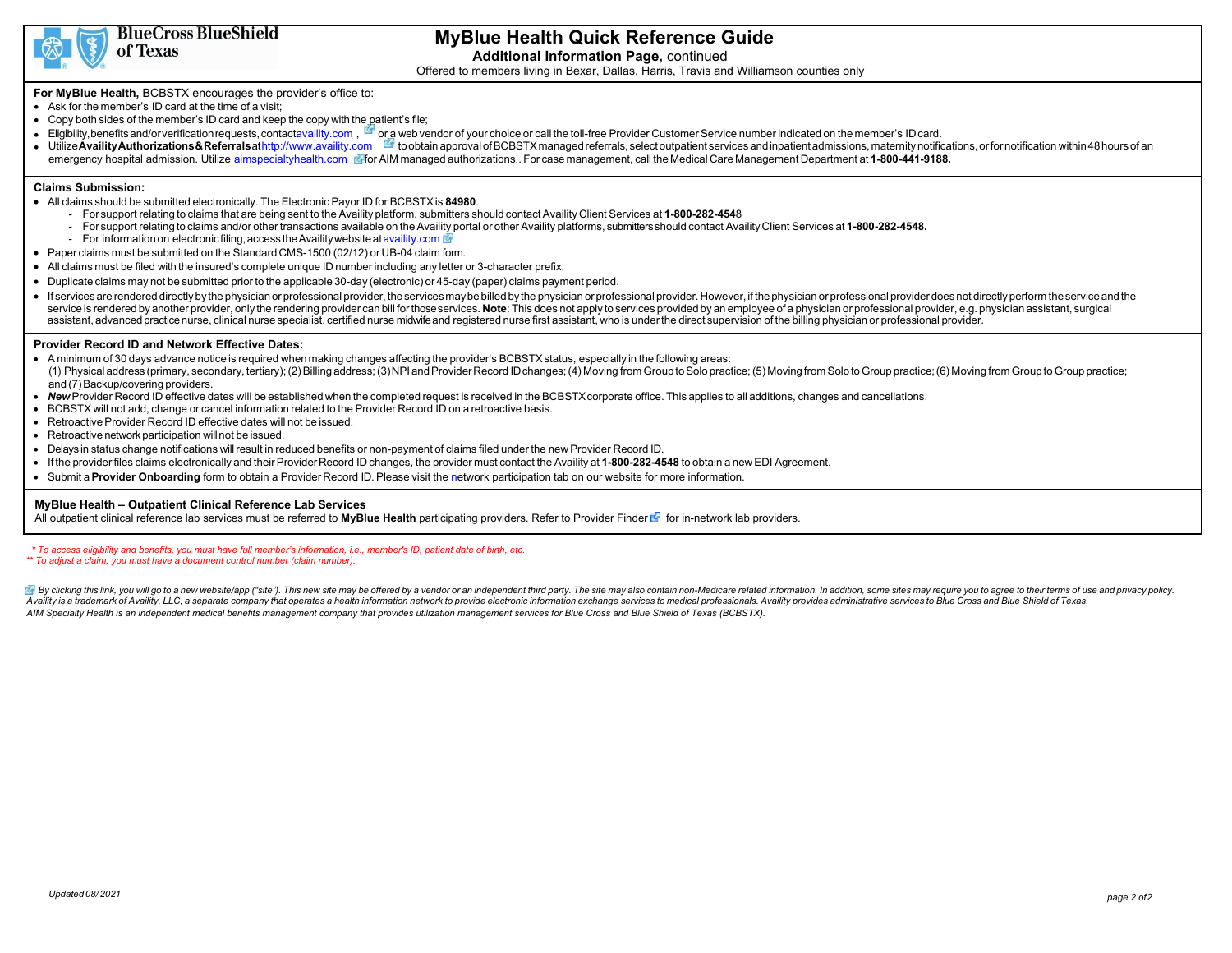# MyBlue Health Quick Reference Guide

**Additional Information Page,** continued

Offered to members living in Bexar, Dallas, Harris, Travis and Williamson counties only

**For MyBlue Health,** BCBSTX encourages the provider's office to:

- Ask for the member's ID card at the time of a visit;
- Copy both sides of the member's ID card and keep the copy with the patient's file;
- Eligibility, benefits and/or verification requests, contact availity.com , or a web vendor of your choice or call the toll-free Provider Customer Service number indicated on the member's ID card.
- Utilize **Availity Authorizations & Referrals** at http://www.availity.com to obtain approval of BCBSTX managed referrals, select outpatient services and inpatient admissions, maternity notifications, or for notification within 48 hours of an emergency hospital admission. Utilize aimspecialtyhealth.com for AIM managed authorizations.. For case management, call the Medical Care Management Department at **1-800-441-9188.**

## Claims Submission:

- All claims should be submitted electronically. The Electronic Payor ID for BCBSTX is **84980**.
  - For support relating to claims that are being sent to the Availity platform, submitters should contact Availity Client Services at **1-800-282-4548**
  - For support relating to claims and/or other transactions available on the Availity portal or other Availity platforms, submitters should contact Availity Client Services at **1-800-282-4548.**
  - For information on electronic filing, access the Availity website at availity.com
- Paper claims must be submitted on the Standard CMS-1500 (02/12) or UB-04 claim form.
- All claims must be filed with the insured's complete unique ID number including any letter or 3-character prefix.
- Duplicate claims may not be submitted prior to the applicable 30-day (electronic) or 45-day (paper) claims payment period.
- If services are rendered directly by the physician or professional provider, the services may be billed by the physician or professional provider. However, if the physician or professional provider does not directly perform the service and the service is rendered by another provider, only the rendering provider can bill for those services. **Note**: This does not apply to services provided by an employee of a physician or professional provider, e.g. physician assistant, surgical assistant, advanced practice nurse, clinical nurse specialist, certified nurse midwife and registered nurse first assistant, who is under the direct supervision of the billing physician or professional provider.

## Provider Record ID and Network Effective Dates:

- A minimum of 30 days advance notice is required when making changes affecting the provider's BCBSTX status, especially in the following areas:
  (1) Physical address (primary, secondary, tertiary); (2) Billing address; (3) NPI and Provider Record ID changes; (4) Moving from Group to Solo practice; (5) Moving from Solo to Group practice; (6) Moving from Group to Group practice; and (7) Backup/covering providers.
- ***New*** Provider Record ID effective dates will be established when the completed request is received in the BCBSTX corporate office. This applies to all additions, changes and cancellations.
- BCBSTX will not add, change or cancel information related to the Provider Record ID on a retroactive basis.
- Retroactive Provider Record ID effective dates will not be issued.
- Retroactive network participation will not be issued.
- Delays in status change notifications will result in reduced benefits or non-payment of claims filed under the new Provider Record ID.
- If the provider files claims electronically and their Provider Record ID changes, the provider must contact the Availity at **1-800-282-4548** to obtain a new EDI Agreement.
- Submit a **Provider Onboarding** form to obtain a Provider Record ID. Please visit the network participation tab on our website for more information.

## MyBlue Health – Outpatient Clinical Reference Lab Services

All outpatient clinical reference lab services must be referred to **MyBlue Health** participating providers. Refer to Provider Finder for in-network lab providers.

*\* To access eligibility and benefits, you must have full member's information, i.e., member's ID, patient date of birth, etc.*

*\*\* To adjust a claim, you must have a document control number (claim number).*

*By clicking this link, you will go to a new website/app ("site"). This new site may be offered by a vendor or an independent third party. The site may also contain non-Medicare related information. In addition, some sites may require you to agree to their terms of use and privacy policy.*
*Availity is a trademark of Availity, LLC, a separate company that operates a health information network to provide electronic information exchange services to medical professionals. Availity provides administrative services to Blue Cross and Blue Shield of Texas.*
*AIM Specialty Health is an independent medical benefits management company that provides utilization management services for Blue Cross and Blue Shield of Texas (BCBSTX).*

*Updated 08/2021*